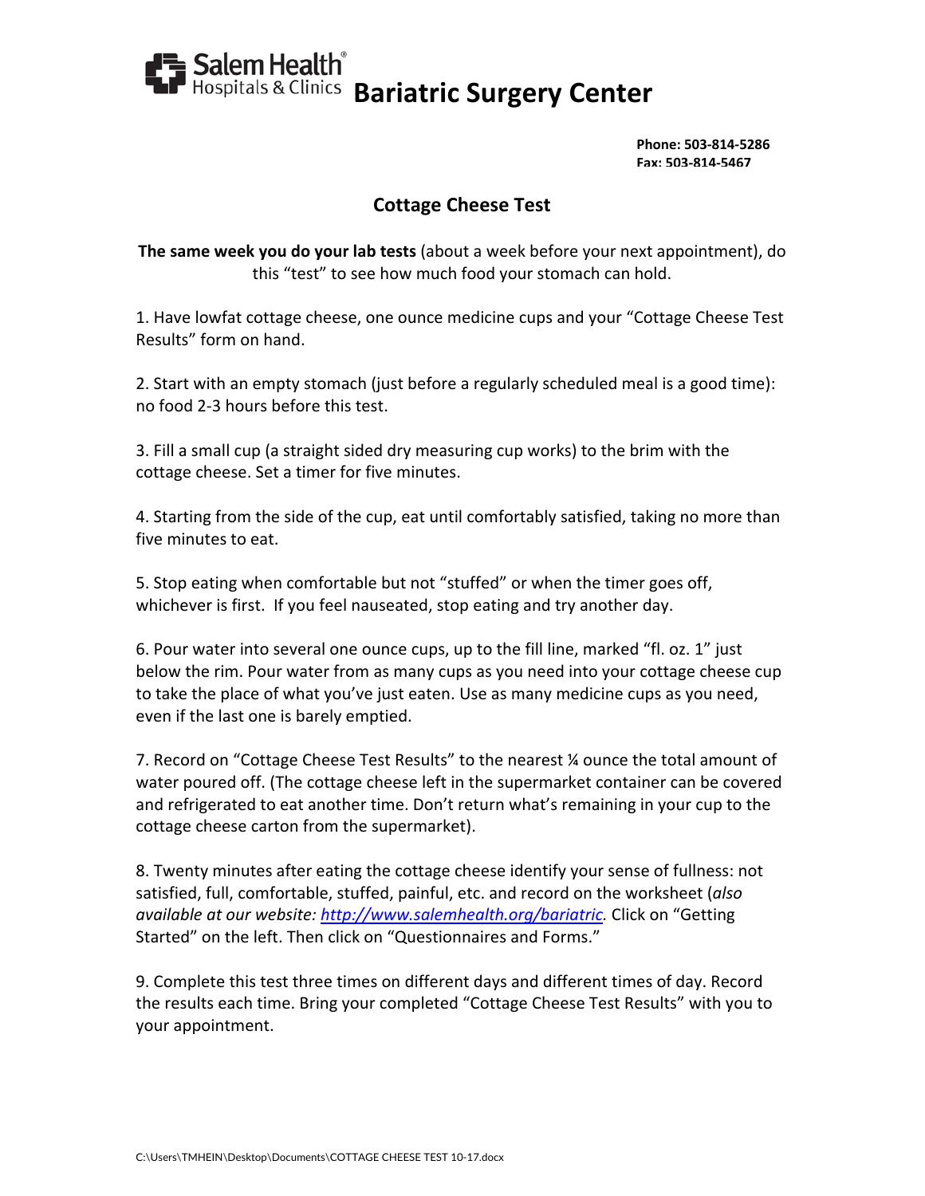Salem Health Hospitals & Clinics **Bariatric Surgery Center**

**Phone: 503-814-5286**
**Fax: 503-814-5467**

## Cottage Cheese Test

**The same week you do your lab tests** (about a week before your next appointment), do this "test" to see how much food your stomach can hold.

1. Have lowfat cottage cheese, one ounce medicine cups and your "Cottage Cheese Test Results" form on hand.

2. Start with an empty stomach (just before a regularly scheduled meal is a good time): no food 2-3 hours before this test.

3. Fill a small cup (a straight sided dry measuring cup works) to the brim with the cottage cheese. Set a timer for five minutes.

4. Starting from the side of the cup, eat until comfortably satisfied, taking no more than five minutes to eat.

5. Stop eating when comfortable but not "stuffed" or when the timer goes off, whichever is first. If you feel nauseated, stop eating and try another day.

6. Pour water into several one ounce cups, up to the fill line, marked "fl. oz. 1" just below the rim. Pour water from as many cups as you need into your cottage cheese cup to take the place of what you've just eaten. Use as many medicine cups as you need, even if the last one is barely emptied.

7. Record on "Cottage Cheese Test Results" to the nearest ¼ ounce the total amount of water poured off. (The cottage cheese left in the supermarket container can be covered and refrigerated to eat another time. Don't return what's remaining in your cup to the cottage cheese carton from the supermarket).

8. Twenty minutes after eating the cottage cheese identify your sense of fullness: not satisfied, full, comfortable, stuffed, painful, etc. and record on the worksheet (*also available at our website: [http://www.salemhealth.org/bariatric](http://www.salemhealth.org/bariatric).* Click on "Getting Started" on the left. Then click on "Questionnaires and Forms."

9. Complete this test three times on different days and different times of day. Record the results each time. Bring your completed "Cottage Cheese Test Results" with you to your appointment.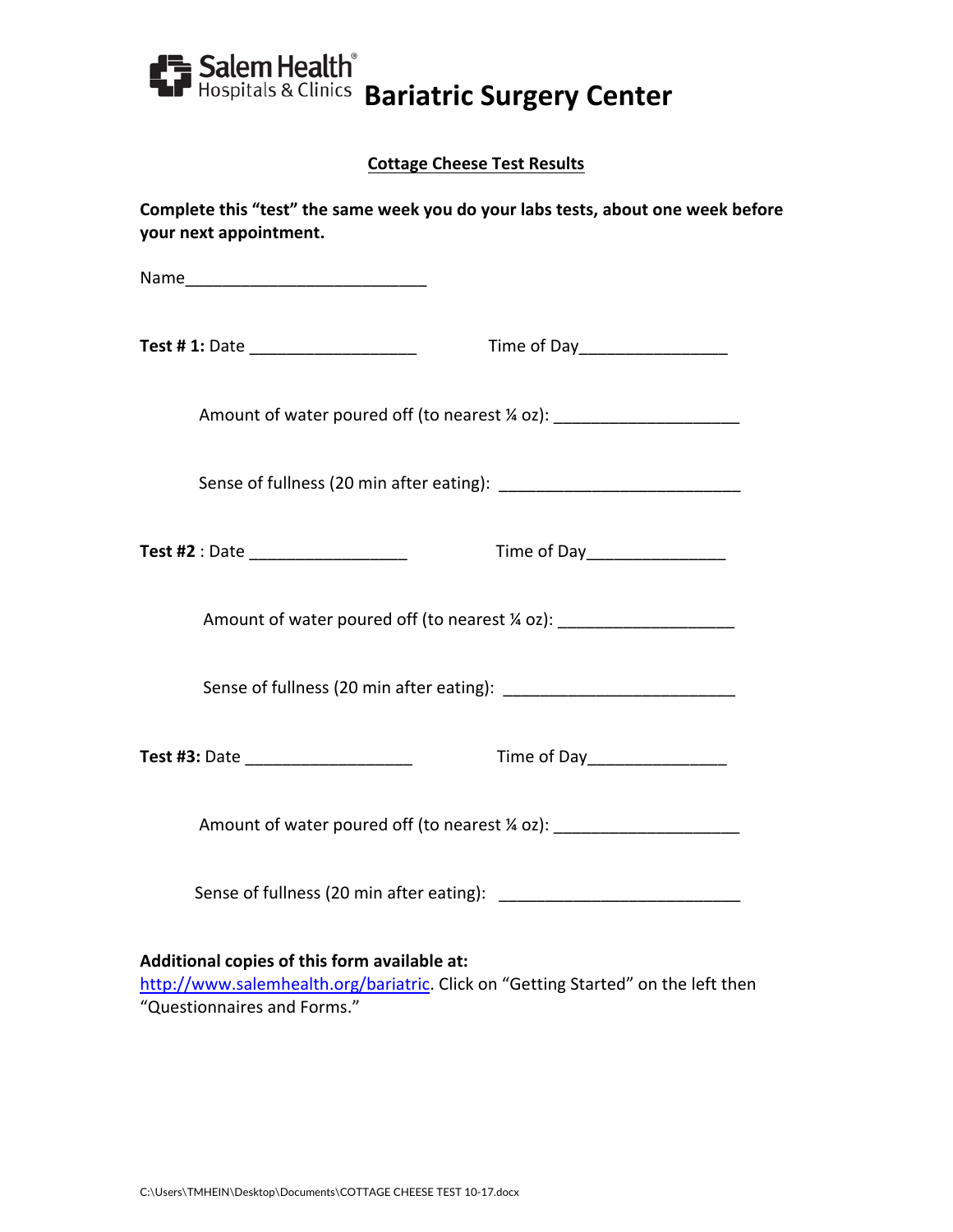Salem Health Hospitals & Clinics **Bariatric Surgery Center**

## Cottage Cheese Test Results

**Complete this "test" the same week you do your labs tests, about one week before your next appointment.**

Name__________________________

**Test # 1:** Date __________________ Time of Day________________

Amount of water poured off (to nearest ¼ oz): ____________________

Sense of fullness (20 min after eating): __________________________

**Test #2** : Date _________________ Time of Day_______________

Amount of water poured off (to nearest ¼ oz): ___________________

Sense of fullness (20 min after eating): _________________________

**Test #3:** Date __________________ Time of Day_______________

Amount of water poured off (to nearest ¼ oz): ____________________

Sense of fullness (20 min after eating): __________________________

**Additional copies of this form available at:**
http://www.salemhealth.org/bariatric. Click on "Getting Started" on the left then "Questionnaires and Forms."

C:\Users\TMHEIN\Desktop\Documents\COTTAGE CHEESE TEST 10-17.docx